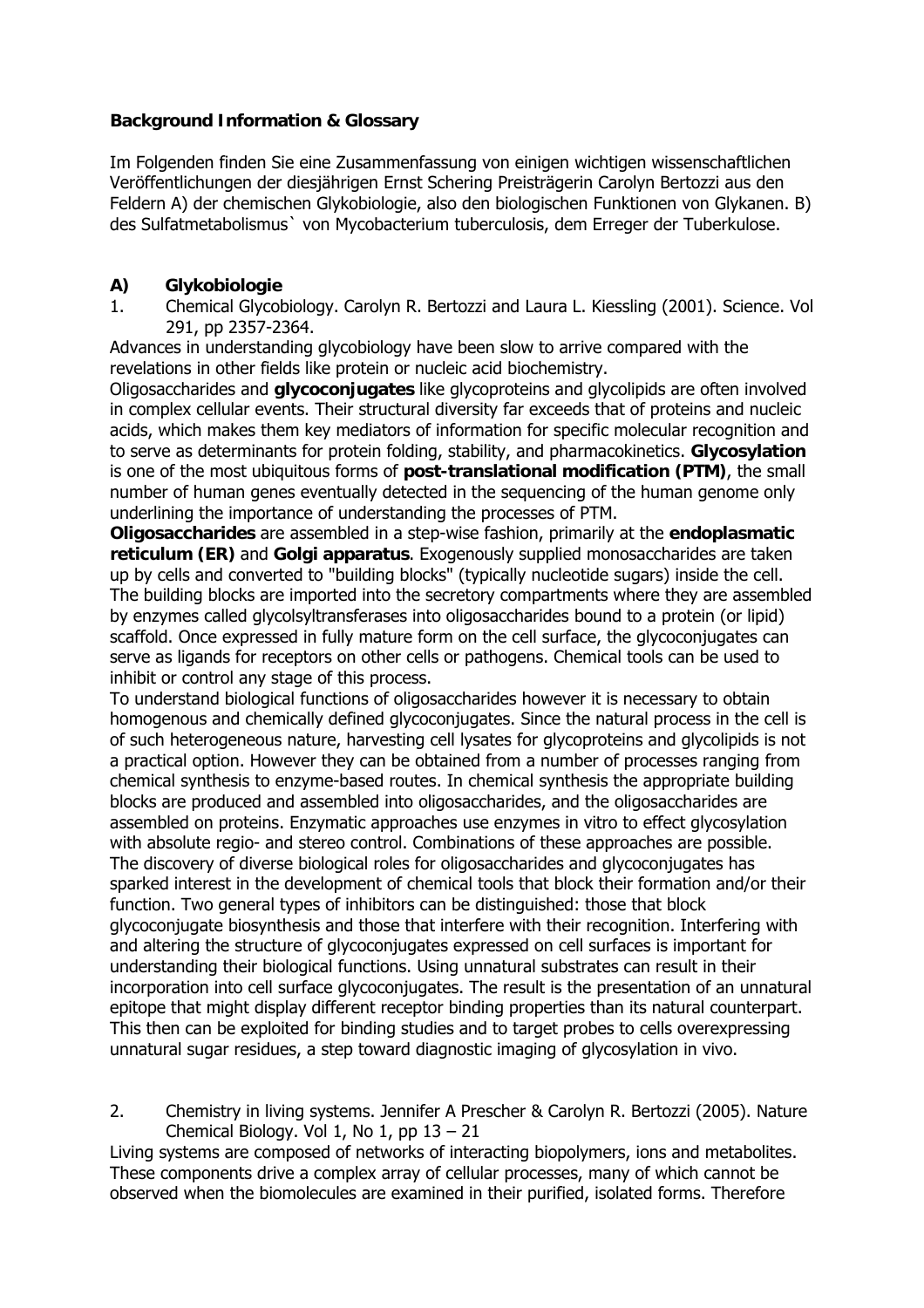**Background Information & Glossary**

Im Folgenden finden Sie eine Zusammenfassung von einigen wichtigen wissenschaftlichen Veröffentlichungen der diesjährigen Ernst Schering Preisträgerin Carolyn Bertozzi aus den Feldern A) der chemischen Glykobiologie, also den biologischen Funktionen von Glykanen. B) des Sulfatmetabolismus` von Mycobacterium tuberculosis, dem Erreger der Tuberkulose.

**A) Glykobiologie**

1. Chemical Glycobiology. Carolyn R. Bertozzi and Laura L. Kiessling (2001). Science. Vol 291, pp 2357-2364.

Advances in understanding glycobiology have been slow to arrive compared with the revelations in other fields like protein or nucleic acid biochemistry.

Oligosaccharides and **glycoconjugates** like glycoproteins and glycolipids are often involved in complex cellular events. Their structural diversity far exceeds that of proteins and nucleic acids, which makes them key mediators of information for specific molecular recognition and to serve as determinants for protein folding, stability, and pharmacokinetics. **Glycosylation** is one of the most ubiquitous forms of **post-translational modification (PTM)**, the small number of human genes eventually detected in the sequencing of the human genome only underlining the importance of understanding the processes of PTM.

**Oligosaccharides** are assembled in a step-wise fashion, primarily at the **endoplasmatic reticulum (ER)** and **Golgi apparatus**. Exogenously supplied monosaccharides are taken up by cells and converted to "building blocks" (typically nucleotide sugars) inside the cell. The building blocks are imported into the secretory compartments where they are assembled by enzymes called glycolsyltransferases into oligosaccharides bound to a protein (or lipid) scaffold. Once expressed in fully mature form on the cell surface, the glycoconjugates can serve as ligands for receptors on other cells or pathogens. Chemical tools can be used to inhibit or control any stage of this process.

To understand biological functions of oligosaccharides however it is necessary to obtain homogenous and chemically defined glycoconjugates. Since the natural process in the cell is of such heterogeneous nature, harvesting cell lysates for glycoproteins and glycolipids is not a practical option. However they can be obtained from a number of processes ranging from chemical synthesis to enzyme-based routes. In chemical synthesis the appropriate building blocks are produced and assembled into oligosaccharides, and the oligosaccharides are assembled on proteins. Enzymatic approaches use enzymes in vitro to effect glycosylation with absolute regio- and stereo control. Combinations of these approaches are possible.

The discovery of diverse biological roles for oligosaccharides and glycoconjugates has sparked interest in the development of chemical tools that block their formation and/or their function. Two general types of inhibitors can be distinguished: those that block glycoconjugate biosynthesis and those that interfere with their recognition. Interfering with and altering the structure of glycoconjugates expressed on cell surfaces is important for understanding their biological functions. Using unnatural substrates can result in their incorporation into cell surface glycoconjugates. The result is the presentation of an unnatural epitope that might display different receptor binding properties than its natural counterpart. This then can be exploited for binding studies and to target probes to cells overexpressing unnatural sugar residues, a step toward diagnostic imaging of glycosylation in vivo.

2. Chemistry in living systems. Jennifer A Prescher & Carolyn R. Bertozzi (2005). Nature Chemical Biology. Vol 1, No 1, pp 13 – 21

Living systems are composed of networks of interacting biopolymers, ions and metabolites. These components drive a complex array of cellular processes, many of which cannot be observed when the biomolecules are examined in their purified, isolated forms. Therefore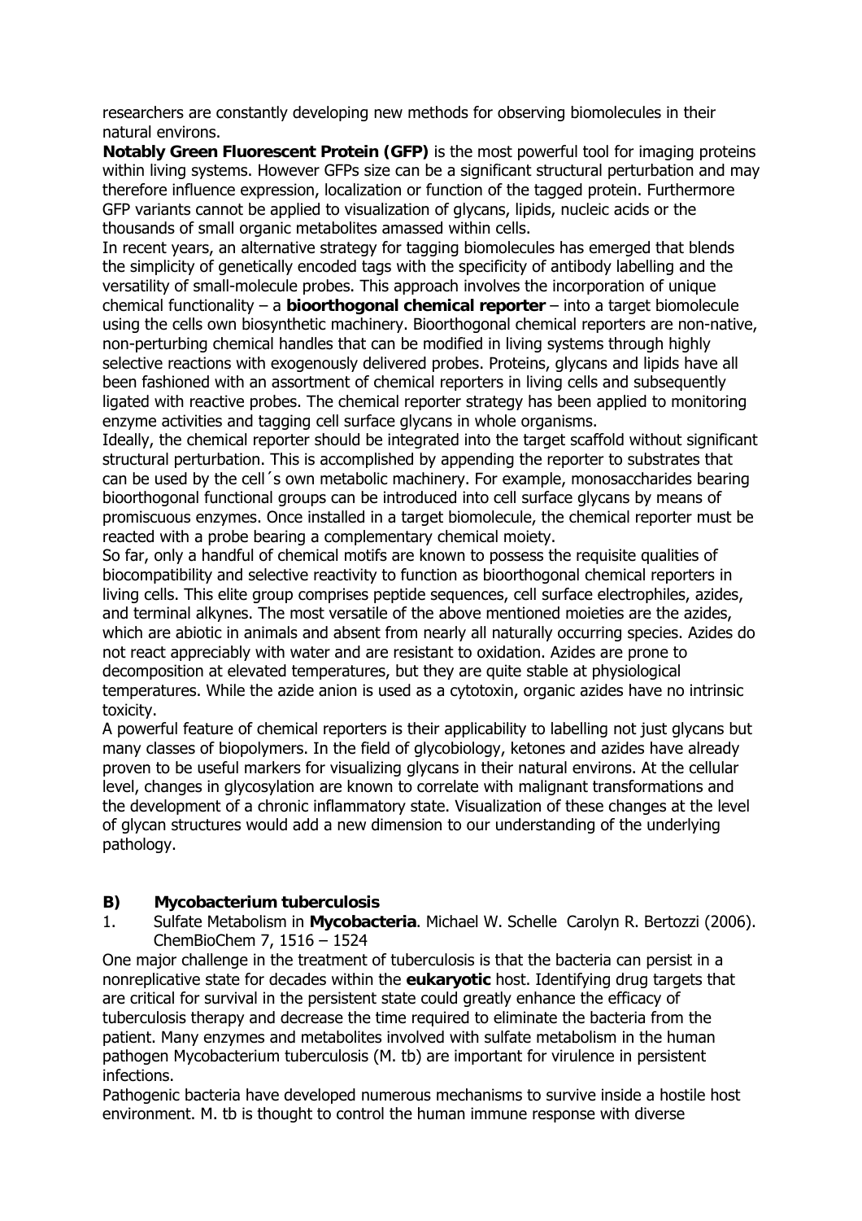researchers are constantly developing new methods for observing biomolecules in their natural environs.

**Notably Green Fluorescent Protein (GFP)** is the most powerful tool for imaging proteins within living systems. However GFPs size can be a significant structural perturbation and may therefore influence expression, localization or function of the tagged protein. Furthermore GFP variants cannot be applied to visualization of glycans, lipids, nucleic acids or the thousands of small organic metabolites amassed within cells.

In recent years, an alternative strategy for tagging biomolecules has emerged that blends the simplicity of genetically encoded tags with the specificity of antibody labelling and the versatility of small-molecule probes. This approach involves the incorporation of unique chemical functionality – a **bioorthogonal chemical reporter** – into a target biomolecule using the cells own biosynthetic machinery. Bioorthogonal chemical reporters are non-native, non-perturbing chemical handles that can be modified in living systems through highly selective reactions with exogenously delivered probes. Proteins, glycans and lipids have all been fashioned with an assortment of chemical reporters in living cells and subsequently ligated with reactive probes. The chemical reporter strategy has been applied to monitoring enzyme activities and tagging cell surface glycans in whole organisms.

Ideally, the chemical reporter should be integrated into the target scaffold without significant structural perturbation. This is accomplished by appending the reporter to substrates that can be used by the cell´s own metabolic machinery. For example, monosaccharides bearing bioorthogonal functional groups can be introduced into cell surface glycans by means of promiscuous enzymes. Once installed in a target biomolecule, the chemical reporter must be reacted with a probe bearing a complementary chemical moiety.

So far, only a handful of chemical motifs are known to possess the requisite qualities of biocompatibility and selective reactivity to function as bioorthogonal chemical reporters in living cells. This elite group comprises peptide sequences, cell surface electrophiles, azides, and terminal alkynes. The most versatile of the above mentioned moieties are the azides, which are abiotic in animals and absent from nearly all naturally occurring species. Azides do not react appreciably with water and are resistant to oxidation. Azides are prone to decomposition at elevated temperatures, but they are quite stable at physiological temperatures. While the azide anion is used as a cytotoxin, organic azides have no intrinsic toxicity.

A powerful feature of chemical reporters is their applicability to labelling not just glycans but many classes of biopolymers. In the field of glycobiology, ketones and azides have already proven to be useful markers for visualizing glycans in their natural environs. At the cellular level, changes in glycosylation are known to correlate with malignant transformations and the development of a chronic inflammatory state. Visualization of these changes at the level of glycan structures would add a new dimension to our understanding of the underlying pathology.

## B) Mycobacterium tuberculosis

1. Sulfate Metabolism in **Mycobacteria**. Michael W. Schelle Carolyn R. Bertozzi (2006). ChemBioChem 7, 1516 – 1524

One major challenge in the treatment of tuberculosis is that the bacteria can persist in a nonreplicative state for decades within the **eukaryotic** host. Identifying drug targets that are critical for survival in the persistent state could greatly enhance the efficacy of tuberculosis therapy and decrease the time required to eliminate the bacteria from the patient. Many enzymes and metabolites involved with sulfate metabolism in the human pathogen Mycobacterium tuberculosis (M. tb) are important for virulence in persistent infections.

Pathogenic bacteria have developed numerous mechanisms to survive inside a hostile host environment. M. tb is thought to control the human immune response with diverse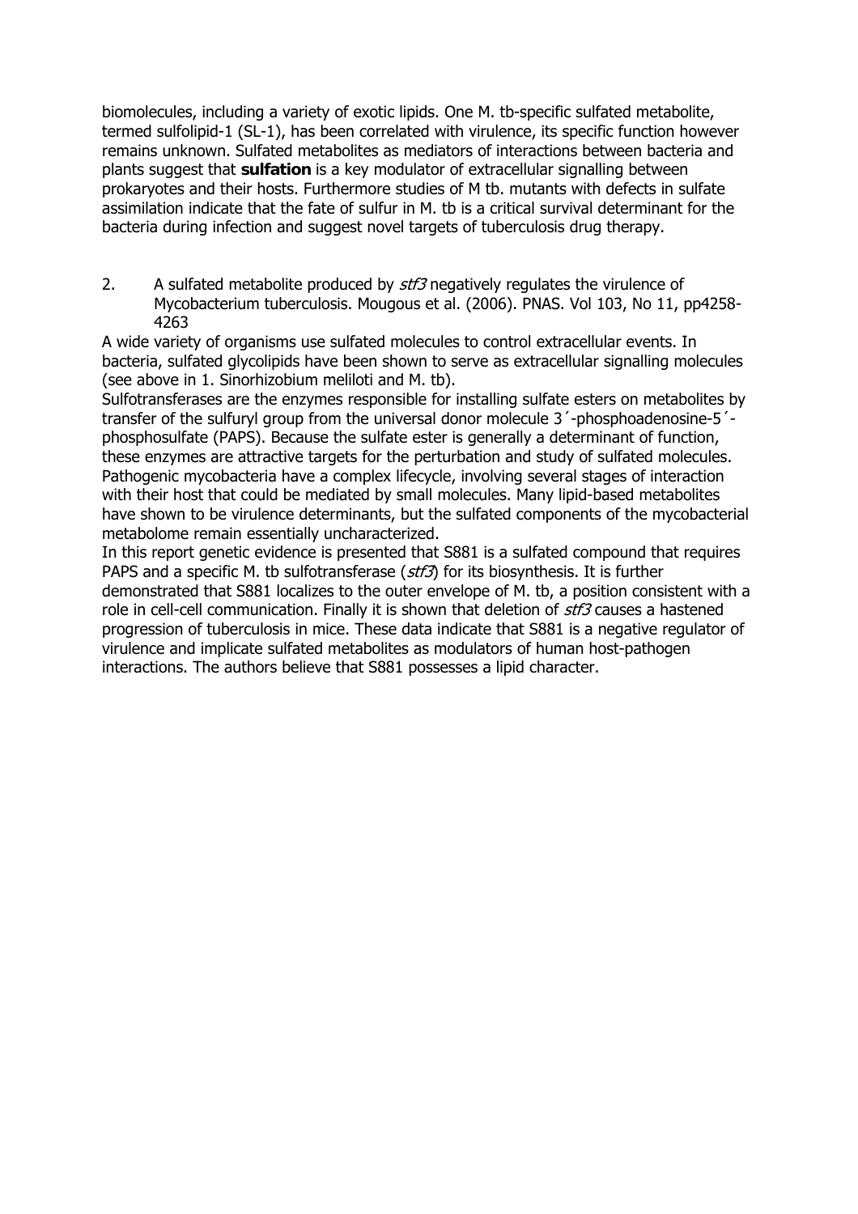biomolecules, including a variety of exotic lipids. One M. tb-specific sulfated metabolite, termed sulfolipid-1 (SL-1), has been correlated with virulence, its specific function however remains unknown. Sulfated metabolites as mediators of interactions between bacteria and plants suggest that **sulfation** is a key modulator of extracellular signalling between prokaryotes and their hosts. Furthermore studies of M tb. mutants with defects in sulfate assimilation indicate that the fate of sulfur in M. tb is a critical survival determinant for the bacteria during infection and suggest novel targets of tuberculosis drug therapy.

2. A sulfated metabolite produced by *stf3* negatively regulates the virulence of Mycobacterium tuberculosis. Mougous et al. (2006). PNAS. Vol 103, No 11, pp4258-4263

A wide variety of organisms use sulfated molecules to control extracellular events. In bacteria, sulfated glycolipids have been shown to serve as extracellular signalling molecules (see above in 1. Sinorhizobium meliloti and M. tb).

Sulfotransferases are the enzymes responsible for installing sulfate esters on metabolites by transfer of the sulfuryl group from the universal donor molecule 3´-phosphoadenosine-5´-phosphosulfate (PAPS). Because the sulfate ester is generally a determinant of function, these enzymes are attractive targets for the perturbation and study of sulfated molecules. Pathogenic mycobacteria have a complex lifecycle, involving several stages of interaction with their host that could be mediated by small molecules. Many lipid-based metabolites have shown to be virulence determinants, but the sulfated components of the mycobacterial metabolome remain essentially uncharacterized.

In this report genetic evidence is presented that S881 is a sulfated compound that requires PAPS and a specific M. tb sulfotransferase (*stf3*) for its biosynthesis. It is further demonstrated that S881 localizes to the outer envelope of M. tb, a position consistent with a role in cell-cell communication. Finally it is shown that deletion of *stf3* causes a hastened progression of tuberculosis in mice. These data indicate that S881 is a negative regulator of virulence and implicate sulfated metabolites as modulators of human host-pathogen interactions. The authors believe that S881 possesses a lipid character.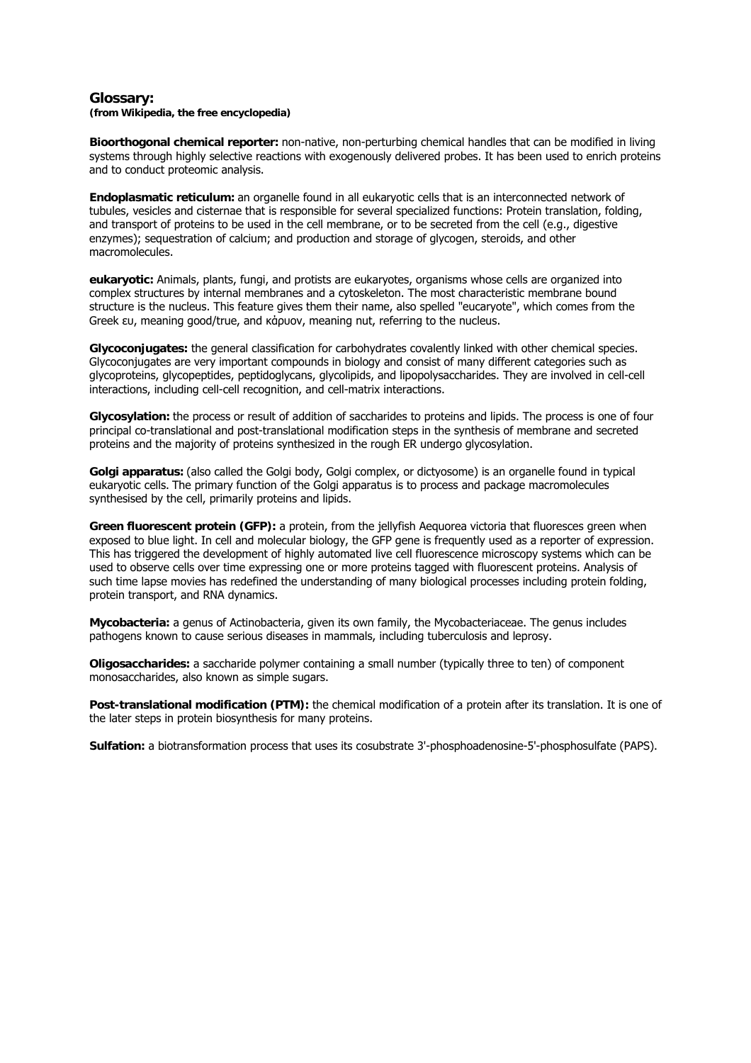## Glossary:

**(from Wikipedia, the free encyclopedia)**

**Bioorthogonal chemical reporter:** non-native, non-perturbing chemical handles that can be modified in living systems through highly selective reactions with exogenously delivered probes. It has been used to enrich proteins and to conduct proteomic analysis.

**Endoplasmatic reticulum:** an organelle found in all eukaryotic cells that is an interconnected network of tubules, vesicles and cisternae that is responsible for several specialized functions: Protein translation, folding, and transport of proteins to be used in the cell membrane, or to be secreted from the cell (e.g., digestive enzymes); sequestration of calcium; and production and storage of glycogen, steroids, and other macromolecules.

**eukaryotic:** Animals, plants, fungi, and protists are eukaryotes, organisms whose cells are organized into complex structures by internal membranes and a cytoskeleton. The most characteristic membrane bound structure is the nucleus. This feature gives them their name, also spelled "eucaryote", which comes from the Greek ευ, meaning good/true, and κάρυον, meaning nut, referring to the nucleus.

**Glycoconjugates:** the general classification for carbohydrates covalently linked with other chemical species. Glycoconjugates are very important compounds in biology and consist of many different categories such as glycoproteins, glycopeptides, peptidoglycans, glycolipids, and lipopolysaccharides. They are involved in cell-cell interactions, including cell-cell recognition, and cell-matrix interactions.

**Glycosylation:** the process or result of addition of saccharides to proteins and lipids. The process is one of four principal co-translational and post-translational modification steps in the synthesis of membrane and secreted proteins and the majority of proteins synthesized in the rough ER undergo glycosylation.

**Golgi apparatus:** (also called the Golgi body, Golgi complex, or dictyosome) is an organelle found in typical eukaryotic cells. The primary function of the Golgi apparatus is to process and package macromolecules synthesised by the cell, primarily proteins and lipids.

**Green fluorescent protein (GFP):** a protein, from the jellyfish Aequorea victoria that fluoresces green when exposed to blue light. In cell and molecular biology, the GFP gene is frequently used as a reporter of expression. This has triggered the development of highly automated live cell fluorescence microscopy systems which can be used to observe cells over time expressing one or more proteins tagged with fluorescent proteins. Analysis of such time lapse movies has redefined the understanding of many biological processes including protein folding, protein transport, and RNA dynamics.

**Mycobacteria:** a genus of Actinobacteria, given its own family, the Mycobacteriaceae. The genus includes pathogens known to cause serious diseases in mammals, including tuberculosis and leprosy.

**Oligosaccharides:** a saccharide polymer containing a small number (typically three to ten) of component monosaccharides, also known as simple sugars.

**Post-translational modification (PTM):** the chemical modification of a protein after its translation. It is one of the later steps in protein biosynthesis for many proteins.

**Sulfation:** a biotransformation process that uses its cosubstrate 3'-phosphoadenosine-5'-phosphosulfate (PAPS).